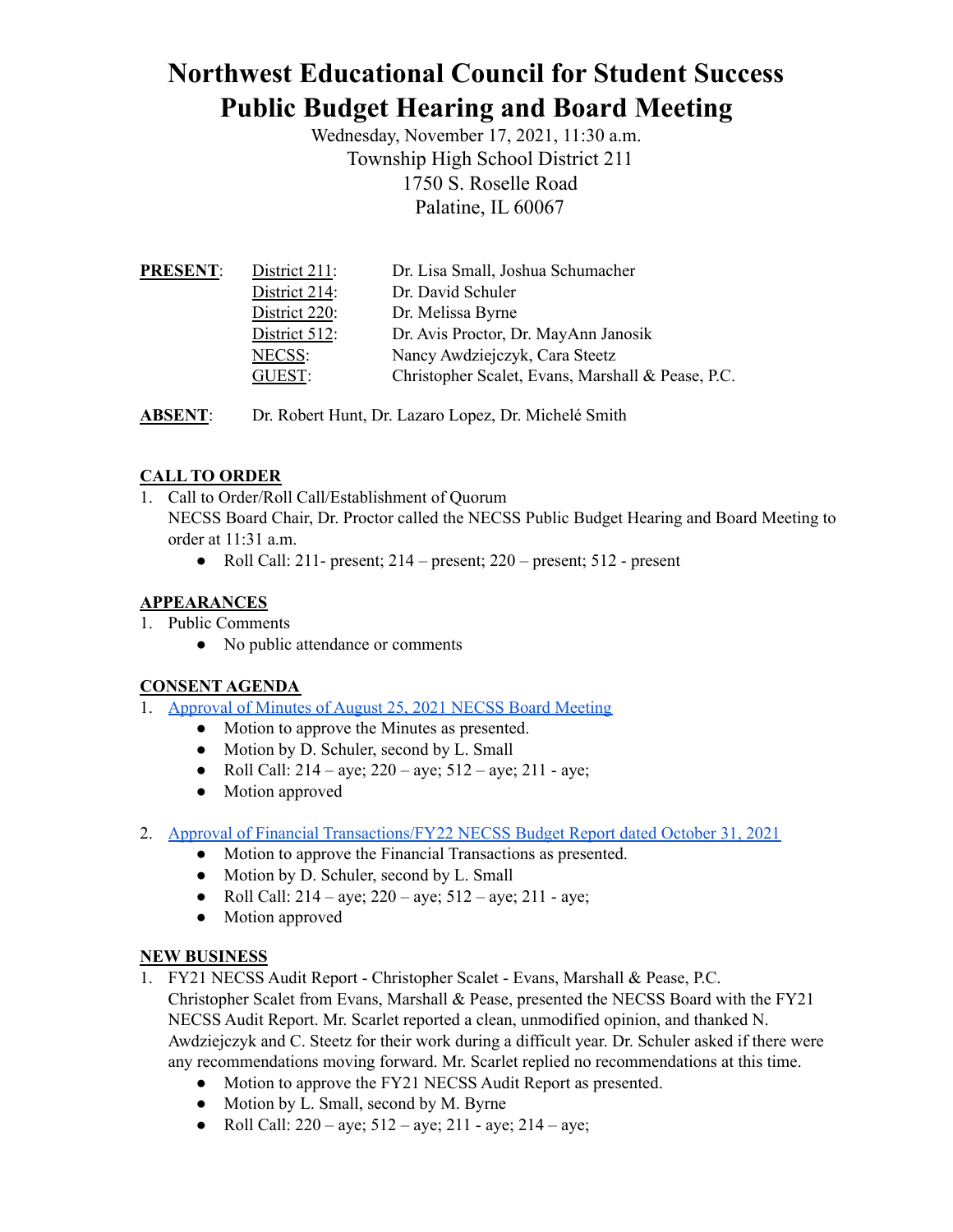# Northwest Educational Council for Student Success
# Public Budget Hearing and Board Meeting

Wednesday, November 17, 2021, 11:30 a.m.
Township High School District 211
1750 S. Roselle Road
Palatine, IL 60067

| **PRESENT**: | District 211: | Dr. Lisa Small, Joshua Schumacher |
|---|---|---|
| | District 214: | Dr. David Schuler |
| | District 220: | Dr. Melissa Byrne |
| | District 512: | Dr. Avis Proctor, Dr. MayAnn Janosik |
| | NECSS: | Nancy Awdziejczyk, Cara Steetz |
| | GUEST: | Christopher Scalet, Evans, Marshall & Pease, P.C. |

**ABSENT**: Dr. Robert Hunt, Dr. Lazaro Lopez, Dr. Michelé Smith

## CALL TO ORDER

1. Call to Order/Roll Call/Establishment of Quorum
   NECSS Board Chair, Dr. Proctor called the NECSS Public Budget Hearing and Board Meeting to order at 11:31 a.m.
   - Roll Call: 211- present; 214 – present; 220 – present; 512 - present

## APPEARANCES

1. Public Comments
   - No public attendance or comments

## CONSENT AGENDA

1. Approval of Minutes of August 25, 2021 NECSS Board Meeting
   - Motion to approve the Minutes as presented.
   - Motion by D. Schuler, second by L. Small
   - Roll Call: 214 – aye; 220 – aye; 512 – aye; 211 - aye;
   - Motion approved

2. Approval of Financial Transactions/FY22 NECSS Budget Report dated October 31, 2021
   - Motion to approve the Financial Transactions as presented.
   - Motion by D. Schuler, second by L. Small
   - Roll Call: 214 – aye; 220 – aye; 512 – aye; 211 - aye;
   - Motion approved

## NEW BUSINESS

1. FY21 NECSS Audit Report - Christopher Scalet - Evans, Marshall & Pease, P.C.
   Christopher Scalet from Evans, Marshall & Pease, presented the NECSS Board with the FY21 NECSS Audit Report. Mr. Scarlet reported a clean, unmodified opinion, and thanked N. Awdziejczyk and C. Steetz for their work during a difficult year. Dr. Schuler asked if there were any recommendations moving forward. Mr. Scarlet replied no recommendations at this time.
   - Motion to approve the FY21 NECSS Audit Report as presented.
   - Motion by L. Small, second by M. Byrne
   - Roll Call: 220 – aye; 512 – aye; 211 - aye; 214 – aye;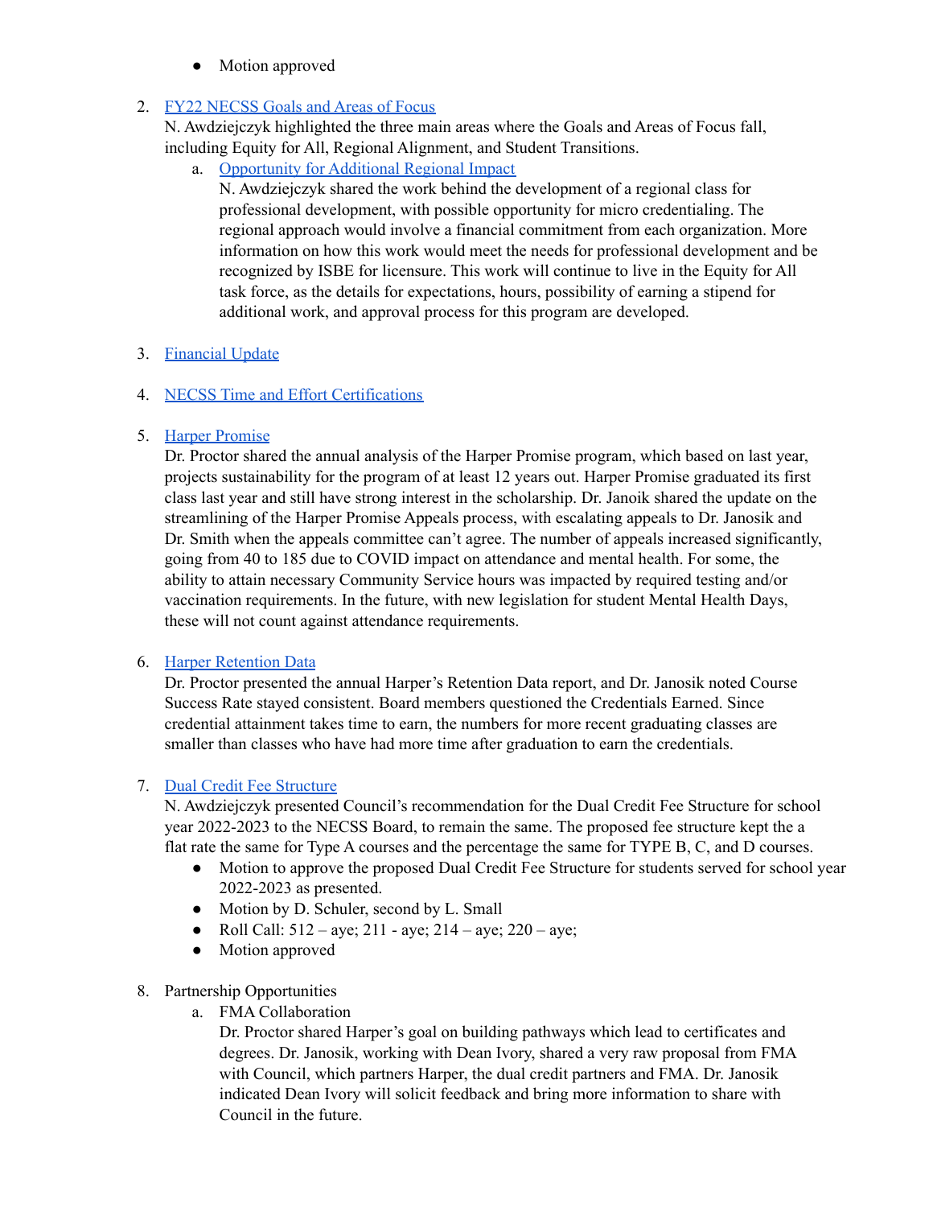- Motion approved

2. [FY22 NECSS Goals and Areas of Focus]
   N. Awdziejczyk highlighted the three main areas where the Goals and Areas of Focus fall, including Equity for All, Regional Alignment, and Student Transitions.
   a. [Opportunity for Additional Regional Impact]
      N. Awdziejczyk shared the work behind the development of a regional class for professional development, with possible opportunity for micro credentialing. The regional approach would involve a financial commitment from each organization. More information on how this work would meet the needs for professional development and be recognized by ISBE for licensure. This work will continue to live in the Equity for All task force, as the details for expectations, hours, possibility of earning a stipend for additional work, and approval process for this program are developed.

3. [Financial Update]

4. [NECSS Time and Effort Certifications]

5. [Harper Promise]
   Dr. Proctor shared the annual analysis of the Harper Promise program, which based on last year, projects sustainability for the program of at least 12 years out. Harper Promise graduated its first class last year and still have strong interest in the scholarship. Dr. Janoik shared the update on the streamlining of the Harper Promise Appeals process, with escalating appeals to Dr. Janosik and Dr. Smith when the appeals committee can't agree. The number of appeals increased significantly, going from 40 to 185 due to COVID impact on attendance and mental health. For some, the ability to attain necessary Community Service hours was impacted by required testing and/or vaccination requirements. In the future, with new legislation for student Mental Health Days, these will not count against attendance requirements.

6. [Harper Retention Data]
   Dr. Proctor presented the annual Harper's Retention Data report, and Dr. Janosik noted Course Success Rate stayed consistent. Board members questioned the Credentials Earned. Since credential attainment takes time to earn, the numbers for more recent graduating classes are smaller than classes who have had more time after graduation to earn the credentials.

7. [Dual Credit Fee Structure]
   N. Awdziejczyk presented Council's recommendation for the Dual Credit Fee Structure for school year 2022-2023 to the NECSS Board, to remain the same. The proposed fee structure kept the a flat rate the same for Type A courses and the percentage the same for TYPE B, C, and D courses.
   - Motion to approve the proposed Dual Credit Fee Structure for students served for school year 2022-2023 as presented.
   - Motion by D. Schuler, second by L. Small
   - Roll Call: 512 – aye; 211 - aye; 214 – aye; 220 – aye;
   - Motion approved

8. Partnership Opportunities
   a. FMA Collaboration
      Dr. Proctor shared Harper's goal on building pathways which lead to certificates and degrees. Dr. Janosik, working with Dean Ivory, shared a very raw proposal from FMA with Council, which partners Harper, the dual credit partners and FMA. Dr. Janosik indicated Dean Ivory will solicit feedback and bring more information to share with Council in the future.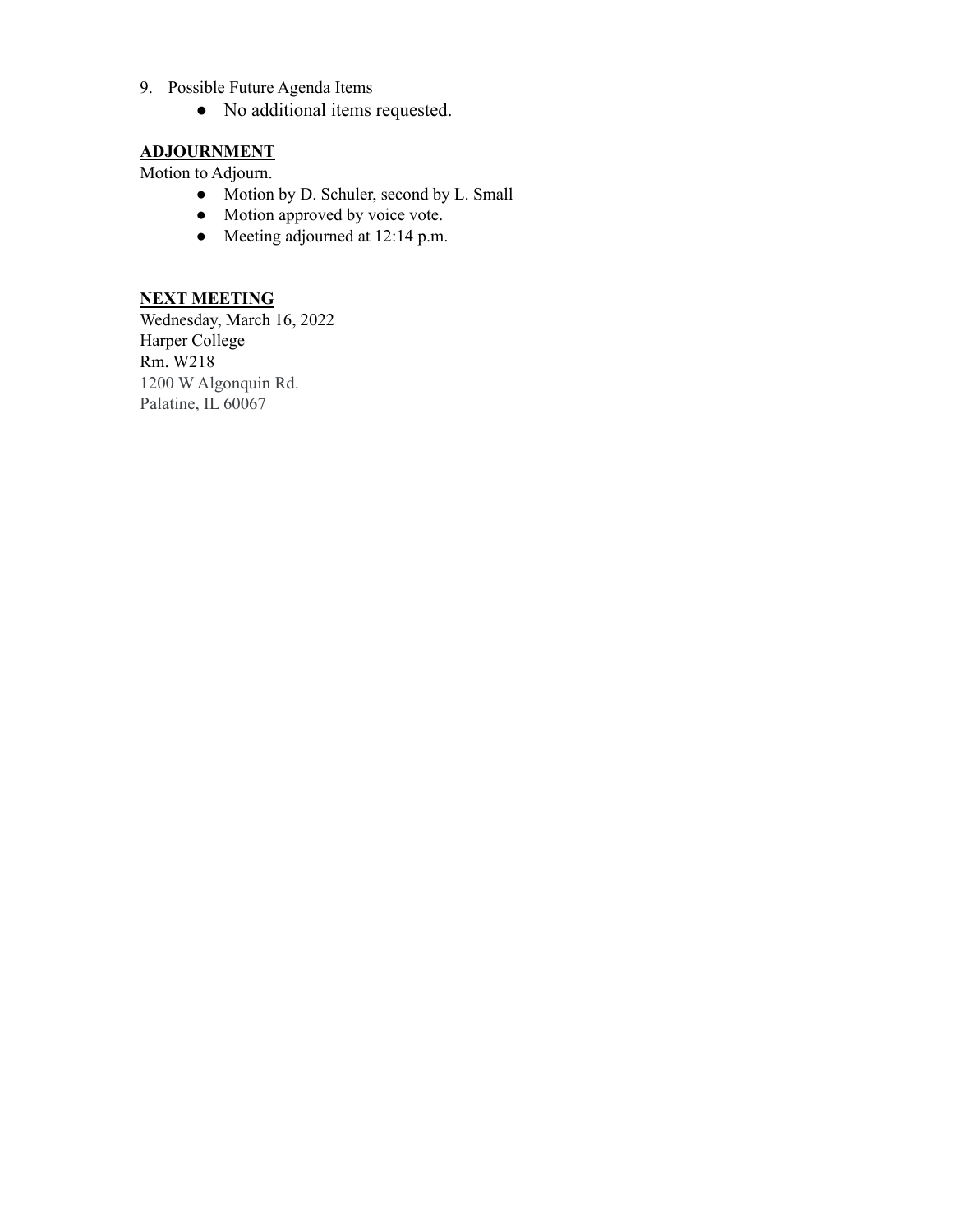9. Possible Future Agenda Items
    - No additional items requested.

**ADJOURNMENT**

Motion to Adjourn.

- Motion by D. Schuler, second by L. Small
- Motion approved by voice vote.
- Meeting adjourned at 12:14 p.m.

**NEXT MEETING**

Wednesday, March 16, 2022
Harper College
Rm. W218
1200 W Algonquin Rd.
Palatine, IL 60067